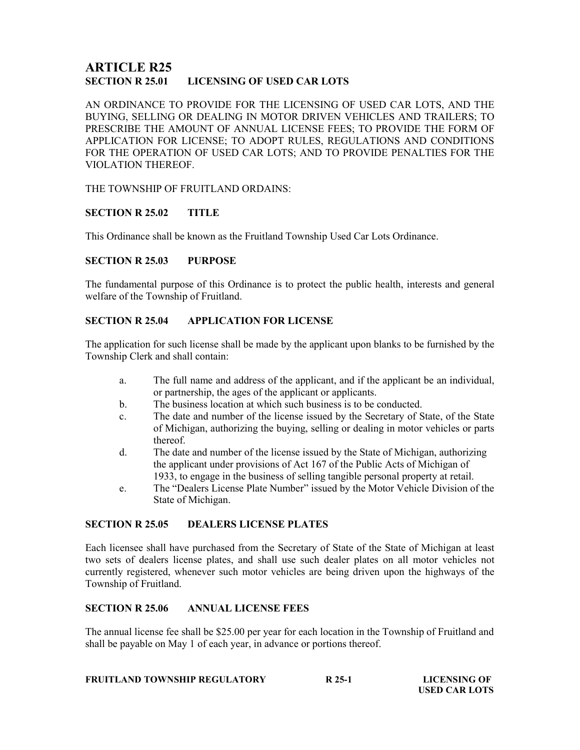# ARTICLE R25

## SECTION R 25.01 LICENSING OF USED CAR LOTS

AN ORDINANCE TO PROVIDE FOR THE LICENSING OF USED CAR LOTS, AND THE BUYING, SELLING OR DEALING IN MOTOR DRIVEN VEHICLES AND TRAILERS; TO PRESCRIBE THE AMOUNT OF ANNUAL LICENSE FEES; TO PROVIDE THE FORM OF APPLICATION FOR LICENSE; TO ADOPT RULES, REGULATIONS AND CONDITIONS FOR THE OPERATION OF USED CAR LOTS; AND TO PROVIDE PENALTIES FOR THE VIOLATION THEREOF.

THE TOWNSHIP OF FRUITLAND ORDAINS:

### SECTION R 25.02 TITLE

This Ordinance shall be known as the Fruitland Township Used Car Lots Ordinance.

### SECTION R 25.03 PURPOSE

The fundamental purpose of this Ordinance is to protect the public health, interests and general welfare of the Township of Fruitland.

### SECTION R 25.04 APPLICATION FOR LICENSE

The application for such license shall be made by the applicant upon blanks to be furnished by the Township Clerk and shall contain:

a. The full name and address of the applicant, and if the applicant be an individual, or partnership, the ages of the applicant or applicants.
b. The business location at which such business is to be conducted.
c. The date and number of the license issued by the Secretary of State, of the State of Michigan, authorizing the buying, selling or dealing in motor vehicles or parts thereof.
d. The date and number of the license issued by the State of Michigan, authorizing the applicant under provisions of Act 167 of the Public Acts of Michigan of 1933, to engage in the business of selling tangible personal property at retail.
e. The "Dealers License Plate Number" issued by the Motor Vehicle Division of the State of Michigan.

### SECTION R 25.05 DEALERS LICENSE PLATES

Each licensee shall have purchased from the Secretary of State of the State of Michigan at least two sets of dealers license plates, and shall use such dealer plates on all motor vehicles not currently registered, whenever such motor vehicles are being driven upon the highways of the Township of Fruitland.

### SECTION R 25.06 ANNUAL LICENSE FEES

The annual license fee shall be $25.00 per year for each location in the Township of Fruitland and shall be payable on May 1 of each year, in advance or portions thereof.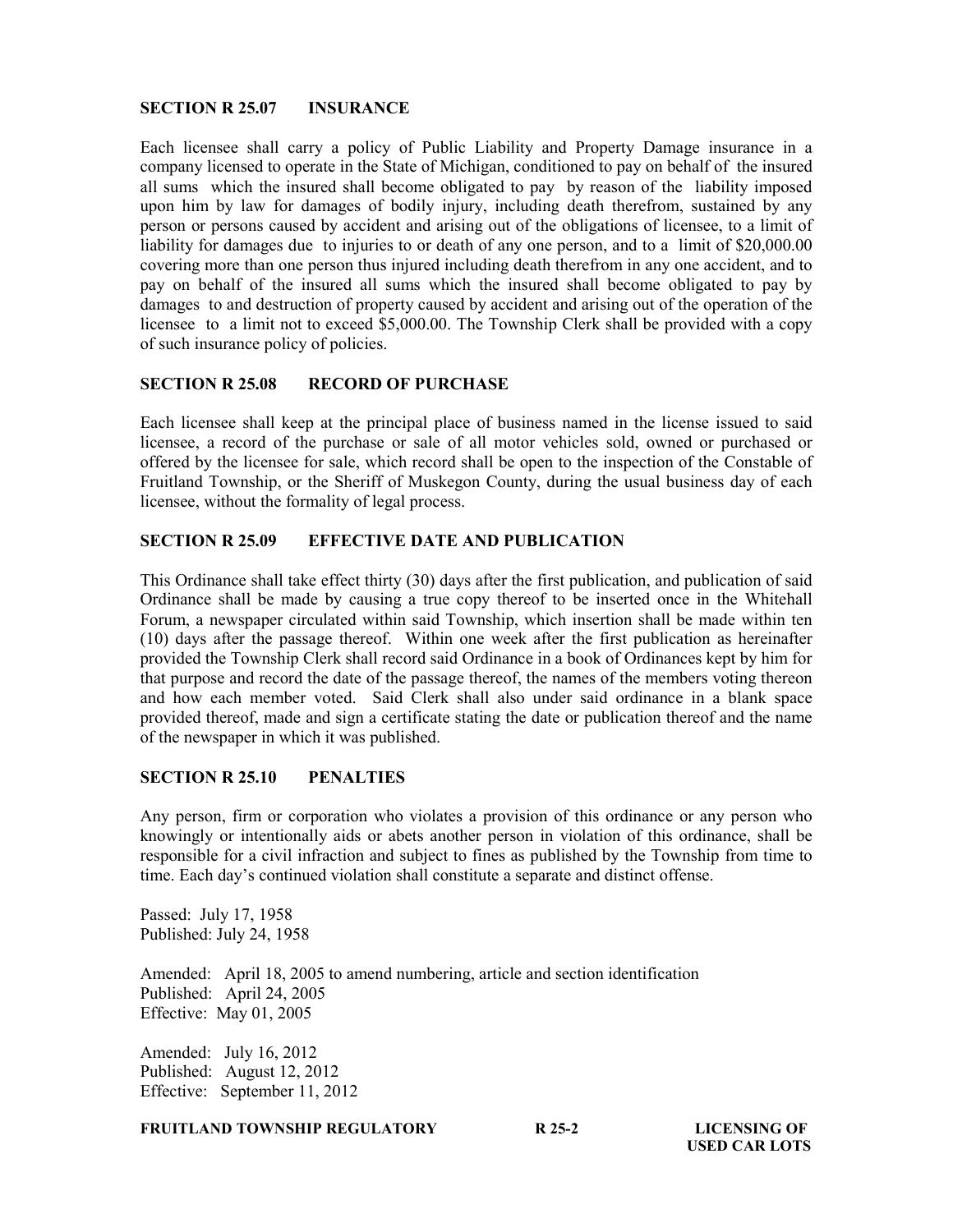## SECTION R 25.07 INSURANCE

Each licensee shall carry a policy of Public Liability and Property Damage insurance in a company licensed to operate in the State of Michigan, conditioned to pay on behalf of the insured all sums which the insured shall become obligated to pay by reason of the liability imposed upon him by law for damages of bodily injury, including death therefrom, sustained by any person or persons caused by accident and arising out of the obligations of licensee, to a limit of liability for damages due to injuries to or death of any one person, and to a limit of $20,000.00 covering more than one person thus injured including death therefrom in any one accident, and to pay on behalf of the insured all sums which the insured shall become obligated to pay by damages to and destruction of property caused by accident and arising out of the operation of the licensee to a limit not to exceed $5,000.00. The Township Clerk shall be provided with a copy of such insurance policy of policies.

## SECTION R 25.08 RECORD OF PURCHASE

Each licensee shall keep at the principal place of business named in the license issued to said licensee, a record of the purchase or sale of all motor vehicles sold, owned or purchased or offered by the licensee for sale, which record shall be open to the inspection of the Constable of Fruitland Township, or the Sheriff of Muskegon County, during the usual business day of each licensee, without the formality of legal process.

## SECTION R 25.09 EFFECTIVE DATE AND PUBLICATION

This Ordinance shall take effect thirty (30) days after the first publication, and publication of said Ordinance shall be made by causing a true copy thereof to be inserted once in the Whitehall Forum, a newspaper circulated within said Township, which insertion shall be made within ten (10) days after the passage thereof. Within one week after the first publication as hereinafter provided the Township Clerk shall record said Ordinance in a book of Ordinances kept by him for that purpose and record the date of the passage thereof, the names of the members voting thereon and how each member voted. Said Clerk shall also under said ordinance in a blank space provided thereof, made and sign a certificate stating the date or publication thereof and the name of the newspaper in which it was published.

## SECTION R 25.10 PENALTIES

Any person, firm or corporation who violates a provision of this ordinance or any person who knowingly or intentionally aids or abets another person in violation of this ordinance, shall be responsible for a civil infraction and subject to fines as published by the Township from time to time. Each day's continued violation shall constitute a separate and distinct offense.

Passed: July 17, 1958
Published: July 24, 1958

Amended: April 18, 2005 to amend numbering, article and section identification
Published: April 24, 2005
Effective: May 01, 2005

Amended: July 16, 2012
Published: August 12, 2012
Effective: September 11, 2012